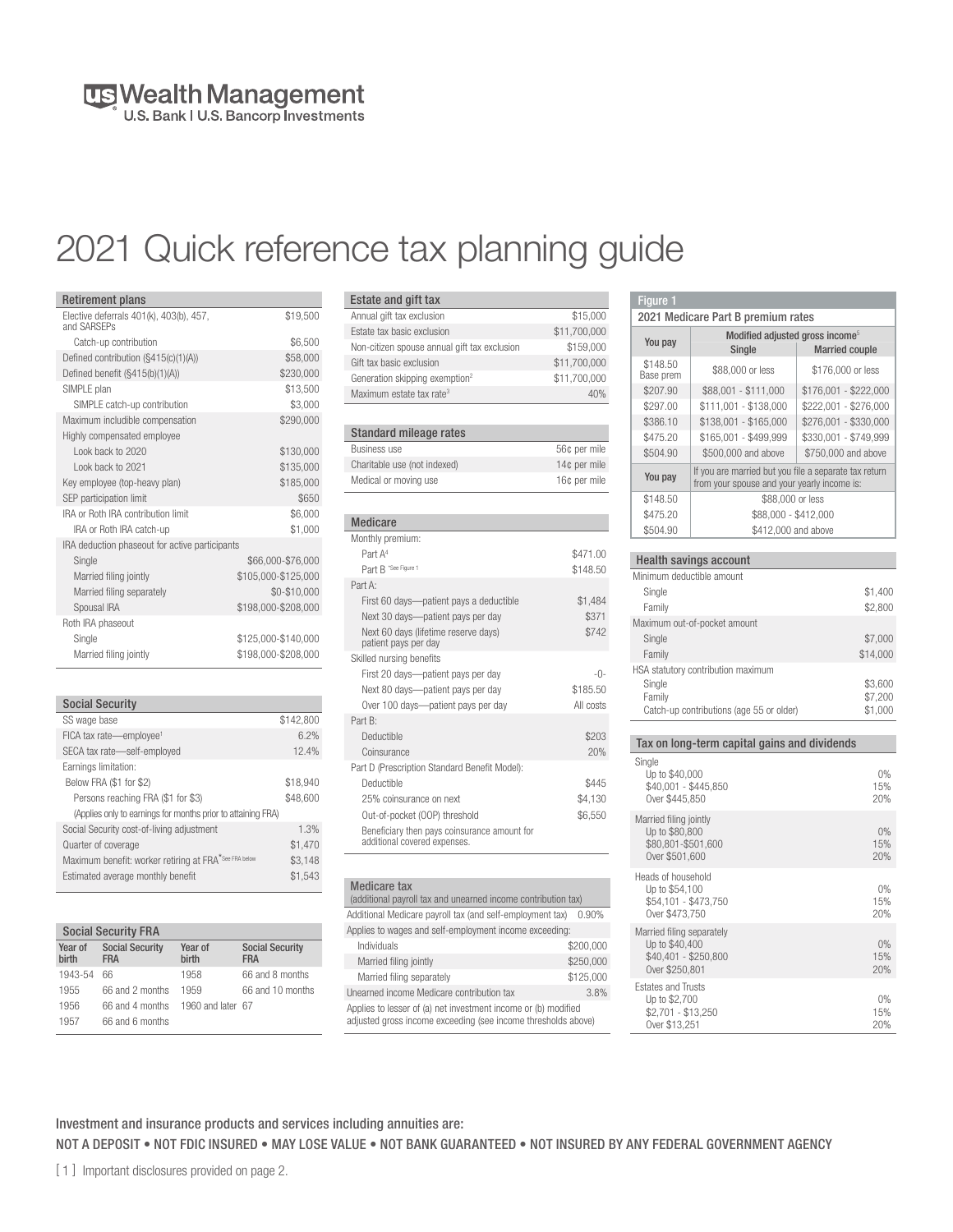# 2021 Quick reference tax planning guide

| Retirement plans | |
|---|---|
| Elective deferrals 401(k), 403(b), 457, and SARSEPs | $19,500 |
| Catch-up contribution | $6,500 |
| Defined contribution (§415(c)(1)(A)) | $58,000 |
| Defined benefit (§415(b)(1)(A)) | $230,000 |
| SIMPLE plan | $13,500 |
| SIMPLE catch-up contribution | $3,000 |
| Maximum includible compensation | $290,000 |
| Highly compensated employee | |
| Look back to 2020 | $130,000 |
| Look back to 2021 | $135,000 |
| Key employee (top-heavy plan) | $185,000 |
| SEP participation limit | $650 |
| IRA or Roth IRA contribution limit | $6,000 |
| IRA or Roth IRA catch-up | $1,000 |
| IRA deduction phaseout for active participants | |
| Single | $66,000-$76,000 |
| Married filing jointly | $105,000-$125,000 |
| Married filing separately | $0-$10,000 |
| Spousal IRA | $198,000-$208,000 |
| Roth IRA phaseout | |
| Single | $125,000-$140,000 |
| Married filing jointly | $198,000-$208,000 |

| Social Security | |
|---|---|
| SS wage base | $142,800 |
| FICA tax rate—employee[1] | 6.2% |
| SECA tax rate—self-employed | 12.4% |
| Earnings limitation: | |
| Below FRA ($1 for $2) | $18,940 |
| Persons reaching FRA ($1 for $3) | $48,600 |
| (Applies only to earnings for months prior to attaining FRA) | |
| Social Security cost-of-living adjustment | 1.3% |
| Quarter of coverage | $1,470 |
| Maximum benefit: worker retiring at FRA *See FRA below | $3,148 |
| Estimated average monthly benefit | $1,543 |

| Social Security FRA | | | |
|---|---|---|---|
| Year of birth | Social Security FRA | Year of birth | Social Security FRA |
| 1943-54 | 66 | 1958 | 66 and 8 months |
| 1955 | 66 and 2 months | 1959 | 66 and 10 months |
| 1956 | 66 and 4 months | 1960 and later | 67 |
| 1957 | 66 and 6 months | | |

| Estate and gift tax | |
|---|---|
| Annual gift tax exclusion | $15,000 |
| Estate tax basic exclusion | $11,700,000 |
| Non-citizen spouse annual gift tax exclusion | $159,000 |
| Gift tax basic exclusion | $11,700,000 |
| Generation skipping exemption[2] | $11,700,000 |
| Maximum estate tax rate[3] | 40% |

| Standard mileage rates | |
|---|---|
| Business use | 56¢ per mile |
| Charitable use (not indexed) | 14¢ per mile |
| Medical or moving use | 16¢ per mile |

| Medicare | |
|---|---|
| Monthly premium: | |
| Part A[4] | $471.00 |
| Part B *See Figure 1 | $148.50 |
| Part A: | |
| First 60 days—patient pays a deductible | $1,484 |
| Next 30 days—patient pays per day | $371 |
| Next 60 days (lifetime reserve days) patient pays per day | $742 |
| Skilled nursing benefits | |
| First 20 days—patient pays per day | -0- |
| Next 80 days—patient pays per day | $185.50 |
| Over 100 days—patient pays per day | All costs |
| Part B: | |
| Deductible | $203 |
| Coinsurance | 20% |
| Part D (Prescription Standard Benefit Model): | |
| Deductible | $445 |
| 25% coinsurance on next | $4,130 |
| Out-of-pocket (OOP) threshold | $6,550 |
| Beneficiary then pays coinsurance amount for additional covered expenses. | |

| Medicare tax (additional payroll tax and unearned income contribution tax) | |
|---|---|
| Additional Medicare payroll tax (and self-employment tax) | 0.90% |
| Applies to wages and self-employment income exceeding: | |
| Individuals | $200,000 |
| Married filing jointly | $250,000 |
| Married filing separately | $125,000 |
| Unearned income Medicare contribution tax | 3.8% |
| Applies to lesser of (a) net investment income or (b) modified adjusted gross income exceeding (see income thresholds above) | |

**Figure 1**

| 2021 Medicare Part B premium rates | | |
|---|---|---|
| You pay | Modified adjusted gross income[5] | |
| | Single | Married couple |
| $148.50 Base prem | $88,000 or less | $176,000 or less |
| $207.90 | $88,001 - $111,000 | $176,001 - $222,000 |
| $297.00 | $111,001 - $138,000 | $222,001 - $276,000 |
| $386.10 | $138,001 - $165,000 | $276,001 - $330,000 |
| $475.20 | $165,001 - $499,999 | $330,001 - $749,999 |
| $504.90 | $500,000 and above | $750,000 and above |
| You pay | If you are married but you file a separate tax return from your spouse and your yearly income is: | |
| $148.50 | $88,000 or less | |
| $475.20 | $88,000 - $412,000 | |
| $504.90 | $412,000 and above | |

| Health savings account | |
|---|---|
| Minimum deductible amount | |
| Single | $1,400 |
| Family | $2,800 |
| Maximum out-of-pocket amount | |
| Single | $7,000 |
| Family | $14,000 |
| HSA statutory contribution maximum | |
| Single | $3,600 |
| Family | $7,200 |
| Catch-up contributions (age 55 or older) | $1,000 |

| Tax on long-term capital gains and dividends | |
|---|---|
| **Single** | |
| Up to $40,000 | 0% |
| $40,001 - $445,850 | 15% |
| Over $445,850 | 20% |
| **Married filing jointly** | |
| Up to $80,800 | 0% |
| $80,801-$501,600 | 15% |
| Over $501,600 | 20% |
| **Heads of household** | |
| Up to $54,100 | 0% |
| $54,101 - $473,750 | 15% |
| Over $473,750 | 20% |
| **Married filing separately** | |
| Up to $40,400 | 0% |
| $40,401 - $250,800 | 15% |
| Over $250,801 | 20% |
| **Estates and Trusts** | |
| Up to $2,700 | 0% |
| $2,701 - $13,250 | 15% |
| Over $13,251 | 20% |

Investment and insurance products and services including annuities are:

NOT A DEPOSIT • NOT FDIC INSURED • MAY LOSE VALUE • NOT BANK GUARANTEED • NOT INSURED BY ANY FEDERAL GOVERNMENT AGENCY

Important disclosures provided on page 2.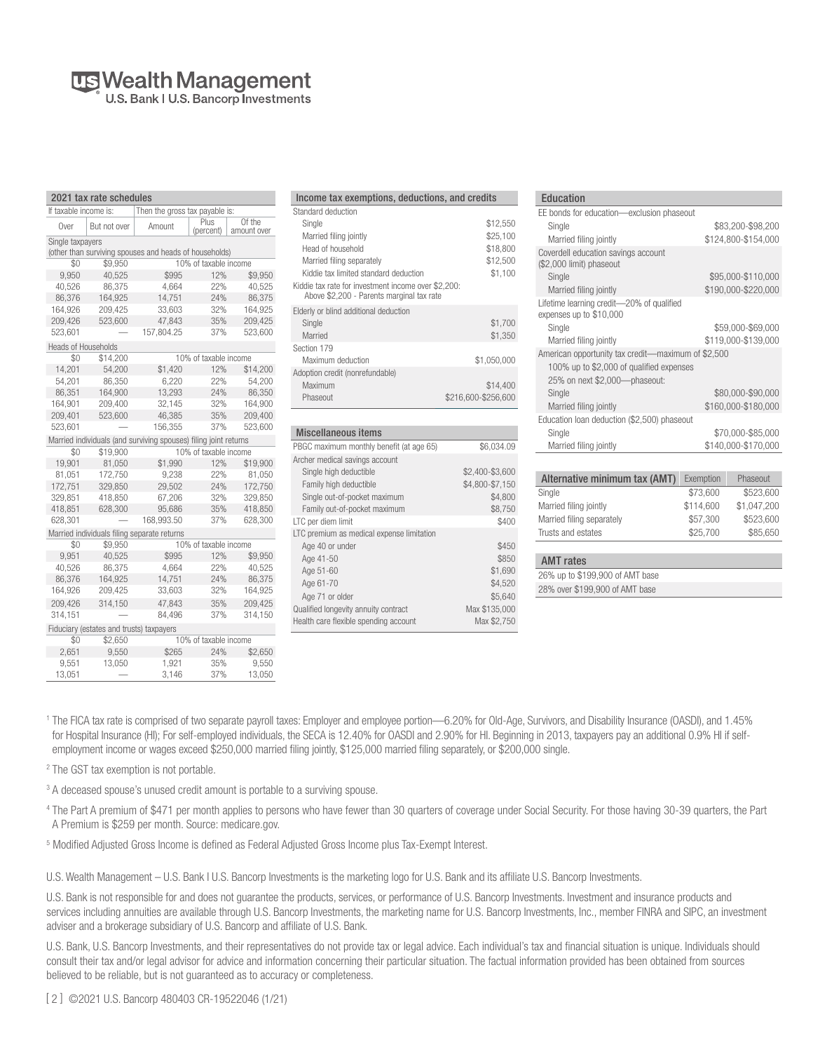## 2021 tax rate schedules

| If taxable income is: | | Then the gross tax payable is: | | |
|---|---|---|---|---|
| Over | But not over | Amount | Plus (percent) | Of the amount over |
| **Single taxpayers (other than surviving spouses and heads of households)** | | | | |
| $0 | $9,950 | 10% of taxable income | | |
| 9,950 | 40,525 | $995 | 12% | $9,950 |
| 40,526 | 86,375 | 4,664 | 22% | 40,525 |
| 86,376 | 164,925 | 14,751 | 24% | 86,375 |
| 164,926 | 209,425 | 33,603 | 32% | 164,925 |
| 209,426 | 523,600 | 47,843 | 35% | 209,425 |
| 523,601 | — | 157,804.25 | 37% | 523,600 |
| **Heads of Households** | | | | |
| $0 | $14,200 | 10% of taxable income | | |
| 14,201 | 54,200 | $1,420 | 12% | $14,200 |
| 54,201 | 86,350 | 6,220 | 22% | 54,200 |
| 86,351 | 164,900 | 13,293 | 24% | 86,350 |
| 164,901 | 209,400 | 32,145 | 32% | 164,900 |
| 209,401 | 523,600 | 46,385 | 35% | 209,400 |
| 523,601 | — | 156,355 | 37% | 523,600 |
| **Married individuals (and surviving spouses) filing joint returns** | | | | |
| $0 | $19,900 | 10% of taxable income | | |
| 19,901 | 81,050 | $1,990 | 12% | $19,900 |
| 81,051 | 172,750 | 9,238 | 22% | 81,050 |
| 172,751 | 329,850 | 29,502 | 24% | 172,750 |
| 329,851 | 418,850 | 67,206 | 32% | 329,850 |
| 418,851 | 628,300 | 95,686 | 35% | 418,850 |
| 628,301 | — | 168,993.50 | 37% | 628,300 |
| **Married individuals filing separate returns** | | | | |
| $0 | $9,950 | 10% of taxable income | | |
| 9,951 | 40,525 | $995 | 12% | $9,950 |
| 40,526 | 86,375 | 4,664 | 22% | 40,525 |
| 86,376 | 164,925 | 14,751 | 24% | 86,375 |
| 164,926 | 209,425 | 33,603 | 32% | 164,925 |
| 209,426 | 314,150 | 47,843 | 35% | 209,425 |
| 314,151 | — | 84,496 | 37% | 314,150 |
| **Fiduciary (estates and trusts) taxpayers** | | | | |
| $0 | $2,650 | 10% of taxable income | | |
| 2,651 | 9,550 | $265 | 24% | $2,650 |
| 9,551 | 13,050 | 1,921 | 35% | 9,550 |
| 13,051 | — | 3,146 | 37% | 13,050 |

## Income tax exemptions, deductions, and credits

| | |
|---|---|
| **Standard deduction** | |
| Single | $12,550 |
| Married filing jointly | $25,100 |
| Head of household | $18,800 |
| Married filing separately | $12,500 |
| Kiddie tax limited standard deduction | $1,100 |
| Kiddie tax rate for investment income over $2,200: Above $2,200 - Parents marginal tax rate | |
| **Elderly or blind additional deduction** | |
| Single | $1,700 |
| Married | $1,350 |
| **Section 179** | |
| Maximum deduction | $1,050,000 |
| **Adoption credit (nonrefundable)** | |
| Maximum | $14,400 |
| Phaseout | $216,600-$256,600 |

## Miscellaneous items

| | |
|---|---|
| PBGC maximum monthly benefit (at age 65) | $6,034.09 |
| **Archer medical savings account** | |
| Single high deductible | $2,400-$3,600 |
| Family high deductible | $4,800-$7,150 |
| Single out-of-pocket maximum | $4,800 |
| Family out-of-pocket maximum | $8,750 |
| LTC per diem limit | $400 |
| **LTC premium as medical expense limitation** | |
| Age 40 or under | $450 |
| Age 41-50 | $850 |
| Age 51-60 | $1,690 |
| Age 61-70 | $4,520 |
| Age 71 or older | $5,640 |
| Qualified longevity annuity contract | Max $135,000 |
| Health care flexible spending account | Max $2,750 |

## Education

| | |
|---|---|
| **EE bonds for education—exclusion phaseout** | |
| Single | $83,200-$98,200 |
| Married filing jointly | $124,800-$154,000 |
| **Coverdell education savings account ($2,000 limit) phaseout** | |
| Single | $95,000-$110,000 |
| Married filing jointly | $190,000-$220,000 |
| **Lifetime learning credit—20% of qualified expenses up to $10,000** | |
| Single | $59,000-$69,000 |
| Married filing jointly | $119,000-$139,000 |
| **American opportunity tax credit—maximum of $2,500** | |
| 100% up to $2,000 of qualified expenses | |
| 25% on next $2,000—phaseout: | |
| Single | $80,000-$90,000 |
| Married filing jointly | $160,000-$180,000 |
| **Education loan deduction ($2,500) phaseout** | |
| Single | $70,000-$85,000 |
| Married filing jointly | $140,000-$170,000 |

## Alternative minimum tax (AMT)

| Alternative minimum tax (AMT) | Exemption | Phaseout |
|---|---|---|
| Single | $73,600 | $523,600 |
| Married filing jointly | $114,600 | $1,047,200 |
| Married filing separately | $57,300 | $523,600 |
| Trusts and estates | $25,700 | $85,650 |

## AMT rates

26% up to $199,900 of AMT base

28% over $199,900 of AMT base

[1] The FICA tax rate is comprised of two separate payroll taxes: Employer and employee portion—6.20% for Old-Age, Survivors, and Disability Insurance (OASDI), and 1.45% for Hospital Insurance (HI); For self-employed individuals, the SECA is 12.40% for OASDI and 2.90% for HI. Beginning in 2013, taxpayers pay an additional 0.9% HI if self-employment income or wages exceed $250,000 married filing jointly, $125,000 married filing separately, or $200,000 single.

[2] The GST tax exemption is not portable.

[3] A deceased spouse's unused credit amount is portable to a surviving spouse.

[4] The Part A premium of $471 per month applies to persons who have fewer than 30 quarters of coverage under Social Security. For those having 30-39 quarters, the Part A Premium is $259 per month. Source: medicare.gov.

[5] Modified Adjusted Gross Income is defined as Federal Adjusted Gross Income plus Tax-Exempt Interest.

U.S. Wealth Management – U.S. Bank | U.S. Bancorp Investments is the marketing logo for U.S. Bank and its affiliate U.S. Bancorp Investments.

U.S. Bank is not responsible for and does not guarantee the products, services, or performance of U.S. Bancorp Investments. Investment and insurance products and services including annuities are available through U.S. Bancorp Investments, the marketing name for U.S. Bancorp Investments, Inc., member FINRA and SIPC, an investment adviser and a brokerage subsidiary of U.S. Bancorp and affiliate of U.S. Bank.

U.S. Bank, U.S. Bancorp Investments, and their representatives do not provide tax or legal advice. Each individual's tax and financial situation is unique. Individuals should consult their tax and/or legal advisor for advice and information concerning their particular situation. The factual information provided has been obtained from sources believed to be reliable, but is not guaranteed as to accuracy or completeness.

©2021 U.S. Bancorp 480403 CR-19522046 (1/21)